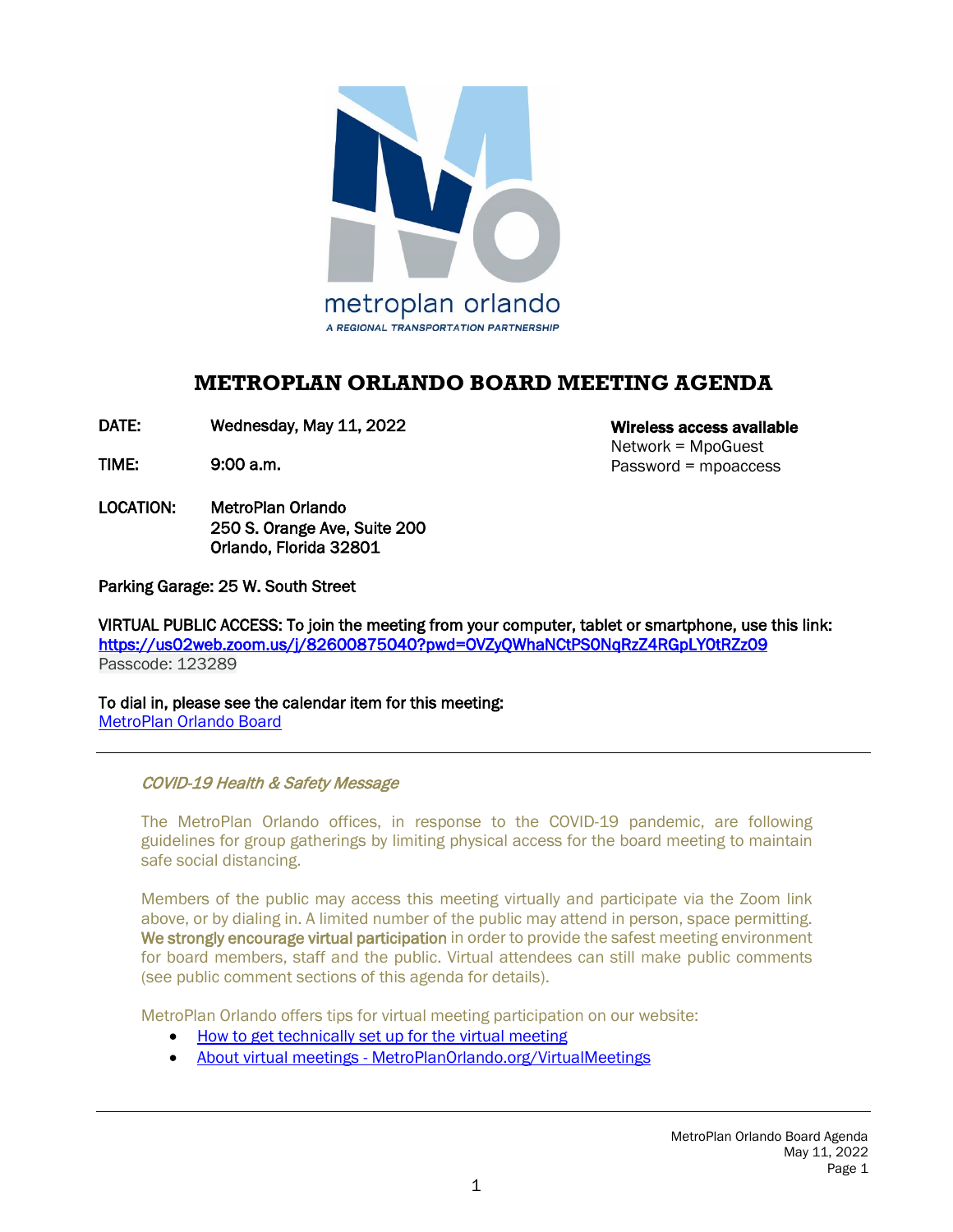metroplan orlando

*A REGIONAL TRANSPORTATION PARTNERSHIP*

# METROPLAN ORLANDO BOARD MEETING AGENDA

**DATE:** Wednesday, May 11, 2022

**TIME:** 9:00 a.m.

**LOCATION:** MetroPlan Orlando
250 S. Orange Ave, Suite 200
Orlando, Florida 32801

**Wireless access available**
Network = MpoGuest
Password = mpoaccess

Parking Garage: 25 W. South Street

VIRTUAL PUBLIC ACCESS: To join the meeting from your computer, tablet or smartphone, use this link:
[https://us02web.zoom.us/j/82600875040?pwd=OVZyQWhaNCtPS0NqRzZ4RGpLY0tRZz09](https://us02web.zoom.us/j/82600875040?pwd=OVZyQWhaNCtPS0NqRzZ4RGpLY0tRZz09)
Passcode: 123289

To dial in, please see the calendar item for this meeting:
[MetroPlan Orlando Board]()

---

*COVID-19 Health & Safety Message*

The MetroPlan Orlando offices, in response to the COVID-19 pandemic, are following guidelines for group gatherings by limiting physical access for the board meeting to maintain safe social distancing.

Members of the public may access this meeting virtually and participate via the Zoom link above, or by dialing in. A limited number of the public may attend in person, space permitting. **We strongly encourage virtual participation** in order to provide the safest meeting environment for board members, staff and the public. Virtual attendees can still make public comments (see public comment sections of this agenda for details).

MetroPlan Orlando offers tips for virtual meeting participation on our website:

- [How to get technically set up for the virtual meeting]()
- [About virtual meetings - MetroPlanOrlando.org/VirtualMeetings]()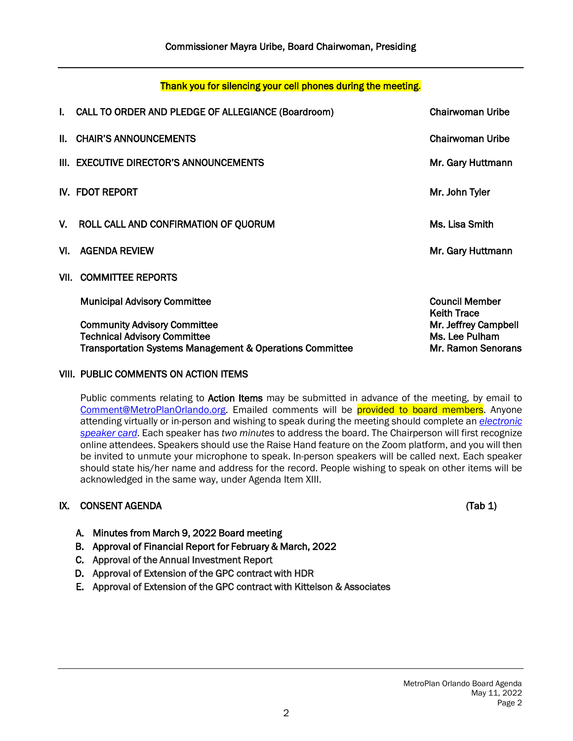Commissioner Mayra Uribe, Board Chairwoman, Presiding

Thank you for silencing your cell phones during the meeting.

| | | |
|---|---|---|
| I. | CALL TO ORDER AND PLEDGE OF ALLEGIANCE (Boardroom) | Chairwoman Uribe |
| II. | CHAIR'S ANNOUNCEMENTS | Chairwoman Uribe |
| III. | EXECUTIVE DIRECTOR'S ANNOUNCEMENTS | Mr. Gary Huttmann |
| IV. | FDOT REPORT | Mr. John Tyler |
| V. | ROLL CALL AND CONFIRMATION OF QUORUM | Ms. Lisa Smith |
| VI. | AGENDA REVIEW | Mr. Gary Huttmann |
| VII. | COMMITTEE REPORTS | |
| | Municipal Advisory Committee | Council Member Keith Trace |
| | Community Advisory Committee | Mr. Jeffrey Campbell |
| | Technical Advisory Committee | Ms. Lee Pulham |
| | Transportation Systems Management & Operations Committee | Mr. Ramon Senorans |

VIII. PUBLIC COMMENTS ON ACTION ITEMS

Public comments relating to **Action Items** may be submitted in advance of the meeting, by email to Comment@MetroPlanOrlando.org. Emailed comments will be provided to board members. Anyone attending virtually or in-person and wishing to speak during the meeting should complete an *electronic speaker card*. Each speaker has *two minutes* to address the board. The Chairperson will first recognize online attendees. Speakers should use the Raise Hand feature on the Zoom platform, and you will then be invited to unmute your microphone to speak. In-person speakers will be called next. Each speaker should state his/her name and address for the record. People wishing to speak on other items will be acknowledged in the same way, under Agenda Item XIII.

IX. CONSENT AGENDA (Tab 1)

A. Minutes from March 9, 2022 Board meeting
B. Approval of Financial Report for February & March, 2022
C. Approval of the Annual Investment Report
D. Approval of Extension of the GPC contract with HDR
E. Approval of Extension of the GPC contract with Kittelson & Associates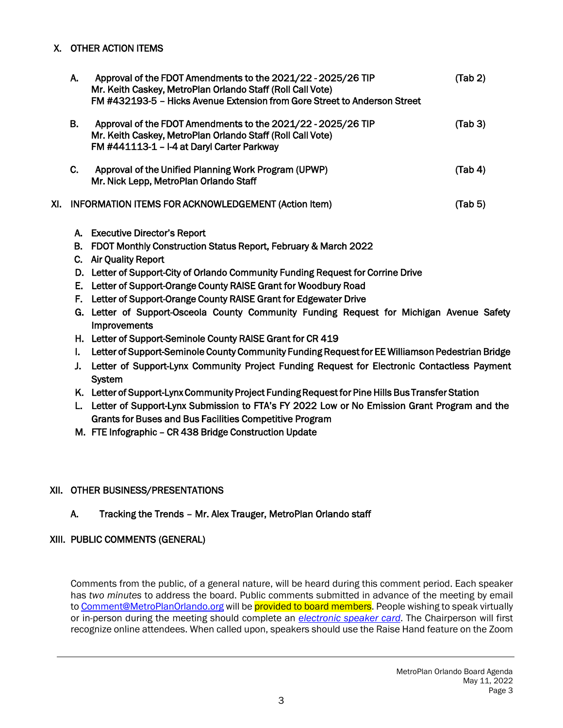## X. OTHER ACTION ITEMS

**A.** Approval of the FDOT Amendments to the 2021/22 - 2025/26 TIP (Tab 2)
Mr. Keith Caskey, MetroPlan Orlando Staff (Roll Call Vote)
FM #432193-5 – Hicks Avenue Extension from Gore Street to Anderson Street

**B.** Approval of the FDOT Amendments to the 2021/22 - 2025/26 TIP (Tab 3)
Mr. Keith Caskey, MetroPlan Orlando Staff (Roll Call Vote)
FM #441113-1 – I-4 at Daryl Carter Parkway

**C.** Approval of the Unified Planning Work Program (UPWP) (Tab 4)
Mr. Nick Lepp, MetroPlan Orlando Staff

## XI. INFORMATION ITEMS FOR ACKNOWLEDGEMENT (Action Item) (Tab 5)

A. Executive Director's Report
B. FDOT Monthly Construction Status Report, February & March 2022
C. Air Quality Report
D. Letter of Support-City of Orlando Community Funding Request for Corrine Drive
E. Letter of Support-Orange County RAISE Grant for Woodbury Road
F. Letter of Support-Orange County RAISE Grant for Edgewater Drive
G. Letter of Support-Osceola County Community Funding Request for Michigan Avenue Safety Improvements
H. Letter of Support-Seminole County RAISE Grant for CR 419
I. Letter of Support-Seminole County Community Funding Request for EE Williamson Pedestrian Bridge
J. Letter of Support-Lynx Community Project Funding Request for Electronic Contactless Payment System
K. Letter of Support-Lynx Community Project Funding Request for Pine Hills Bus Transfer Station
L. Letter of Support-Lynx Submission to FTA's FY 2022 Low or No Emission Grant Program and the Grants for Buses and Bus Facilities Competitive Program
M. FTE Infographic – CR 438 Bridge Construction Update

## XII. OTHER BUSINESS/PRESENTATIONS

**A.** Tracking the Trends – Mr. Alex Trauger, MetroPlan Orlando staff

## XIII. PUBLIC COMMENTS (GENERAL)

Comments from the public, of a general nature, will be heard during this comment period. Each speaker has *two minutes* to address the board. Public comments submitted in advance of the meeting by email to Comment@MetroPlanOrlando.org will be provided to board members. People wishing to speak virtually or in-person during the meeting should complete an *electronic speaker card*. The Chairperson will first recognize online attendees. When called upon, speakers should use the Raise Hand feature on the Zoom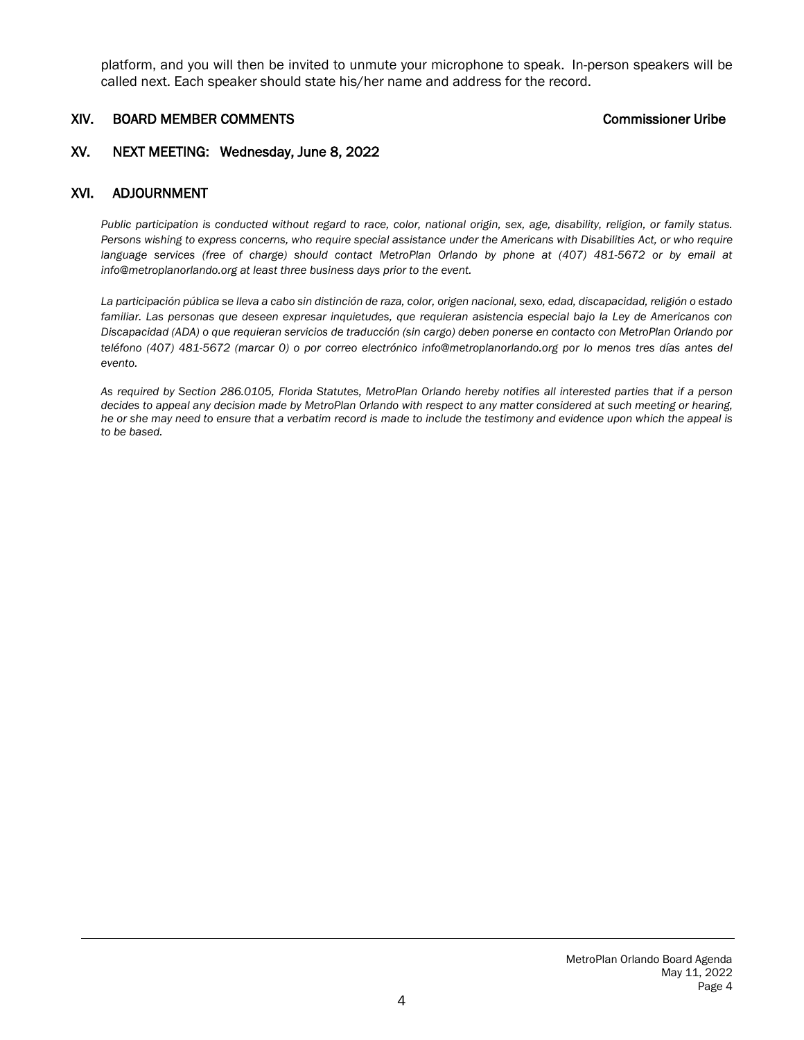platform, and you will then be invited to unmute your microphone to speak. In-person speakers will be called next. Each speaker should state his/her name and address for the record.

## XIV. BOARD MEMBER COMMENTS — Commissioner Uribe

## XV. NEXT MEETING: Wednesday, June 8, 2022

## XVI. ADJOURNMENT

*Public participation is conducted without regard to race, color, national origin, sex, age, disability, religion, or family status. Persons wishing to express concerns, who require special assistance under the Americans with Disabilities Act, or who require language services (free of charge) should contact MetroPlan Orlando by phone at (407) 481-5672 or by email at info@metroplanorlando.org at least three business days prior to the event.*

*La participación pública se lleva a cabo sin distinción de raza, color, origen nacional, sexo, edad, discapacidad, religión o estado familiar. Las personas que deseen expresar inquietudes, que requieran asistencia especial bajo la Ley de Americanos con Discapacidad (ADA) o que requieran servicios de traducción (sin cargo) deben ponerse en contacto con MetroPlan Orlando por teléfono (407) 481-5672 (marcar 0) o por correo electrónico info@metroplanorlando.org por lo menos tres días antes del evento.*

*As required by Section 286.0105, Florida Statutes, MetroPlan Orlando hereby notifies all interested parties that if a person decides to appeal any decision made by MetroPlan Orlando with respect to any matter considered at such meeting or hearing, he or she may need to ensure that a verbatim record is made to include the testimony and evidence upon which the appeal is to be based.*